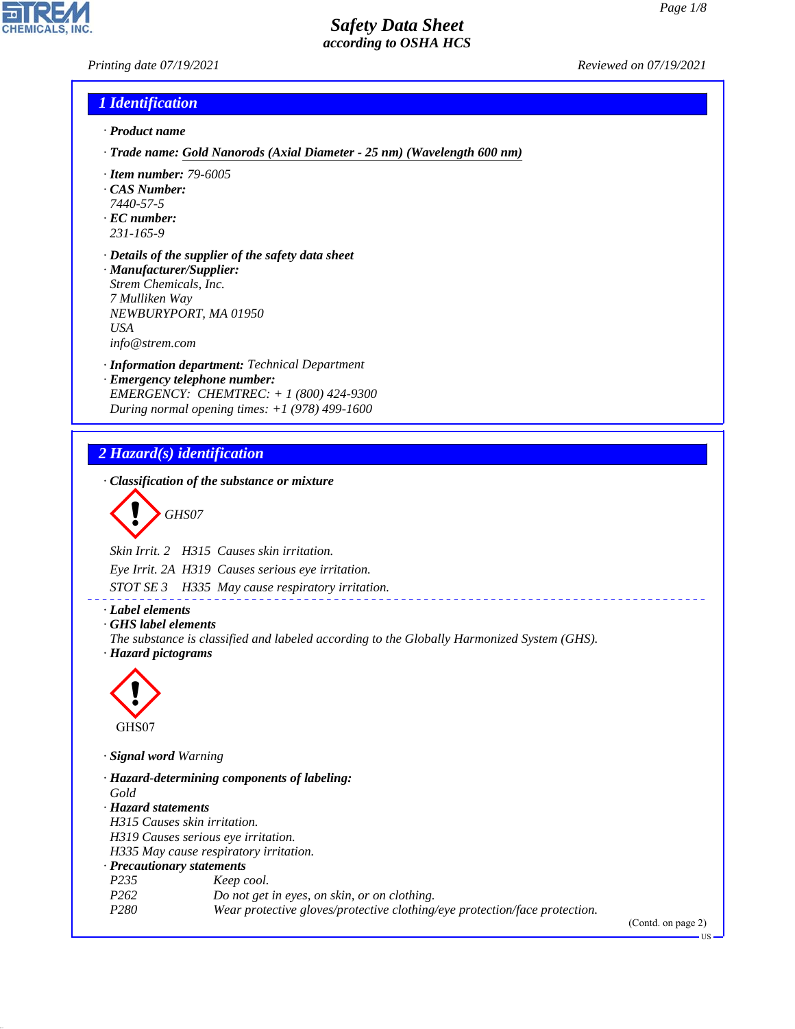# Safety Data Sheet
## according to OSHA HCS

Printing date 07/19/2021 Reviewed on 07/19/2021

## 1 Identification

· **Product name**

· **Trade name:** Gold Nanorods (Axial Diameter - 25 nm) (Wavelength 600 nm)

· **Item number:** 79-6005
· **CAS Number:**
7440-57-5
· **EC number:**
231-165-9

· **Details of the supplier of the safety data sheet**
· **Manufacturer/Supplier:**
Strem Chemicals, Inc.
7 Mulliken Way
NEWBURYPORT, MA 01950
USA
info@strem.com

· **Information department:** Technical Department
· **Emergency telephone number:**
EMERGENCY: CHEMTREC: + 1 (800) 424-9300
During normal opening times: +1 (978) 499-1600

## 2 Hazard(s) identification

· **Classification of the substance or mixture**

GHS07

Skin Irrit. 2 H315 Causes skin irritation.

Eye Irrit. 2A H319 Causes serious eye irritation.

STOT SE 3 H335 May cause respiratory irritation.

· **Label elements**
· **GHS label elements**
The substance is classified and labeled according to the Globally Harmonized System (GHS).
· **Hazard pictograms**

GHS07

· **Signal word** Warning

· **Hazard-determining components of labeling:**
Gold
· **Hazard statements**
H315 Causes skin irritation.
H319 Causes serious eye irritation.
H335 May cause respiratory irritation.
· **Precautionary statements**

| | |
|---|---|
| P235 | Keep cool. |
| P262 | Do not get in eyes, on skin, or on clothing. |
| P280 | Wear protective gloves/protective clothing/eye protection/face protection. |

(Contd. on page 2)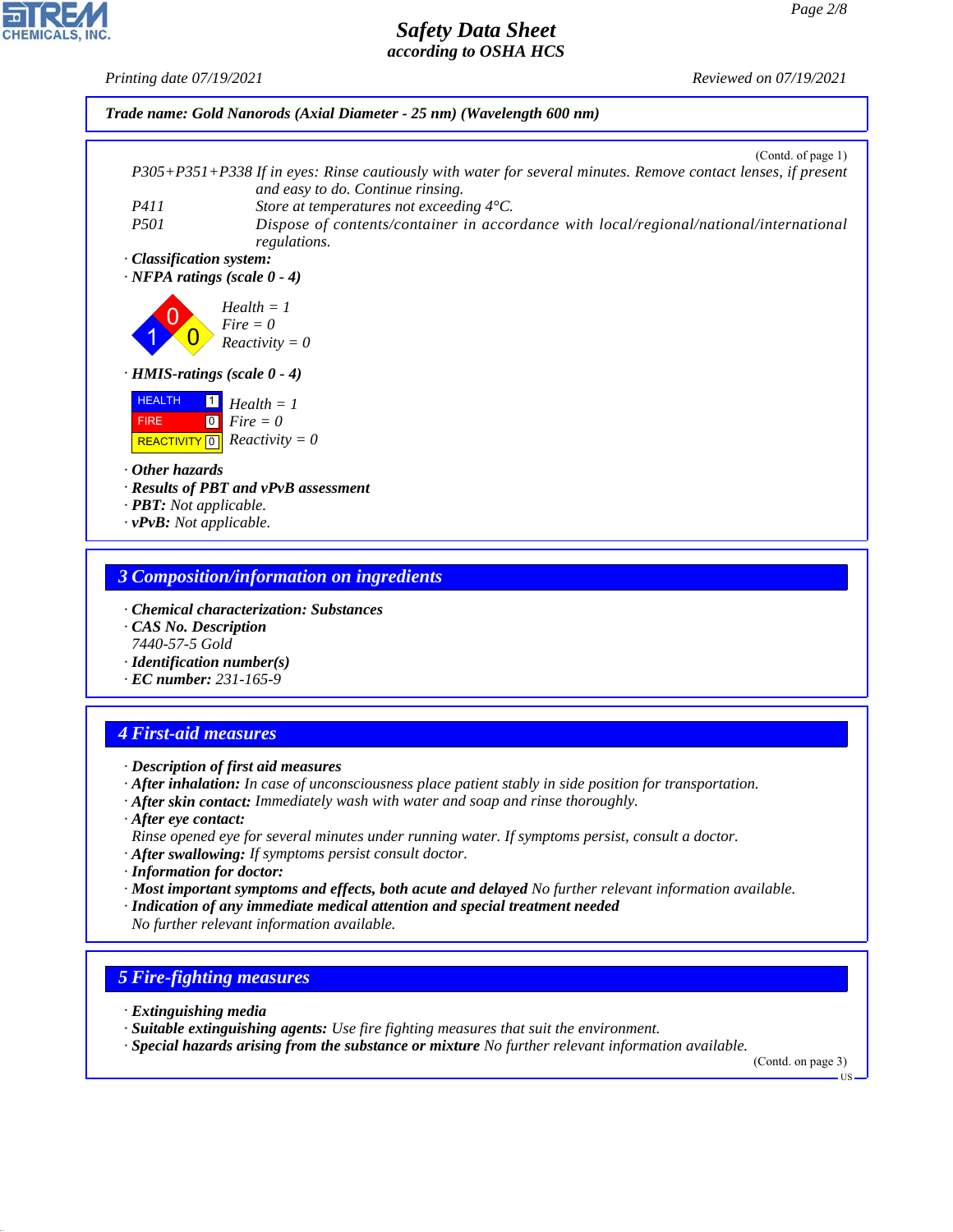**Trade name: Gold Nanorods (Axial Diameter - 25 nm) (Wavelength 600 nm)**

(Contd. of page 1)

P305+P351+P338 If in eyes: Rinse cautiously with water for several minutes. Remove contact lenses, if present and easy to do. Continue rinsing.

P411 Store at temperatures not exceeding 4°C.

P501 Dispose of contents/container in accordance with local/regional/national/international regulations.

· **Classification system:**

· **NFPA ratings (scale 0 - 4)**

Health = 1
Fire = 0
Reactivity = 0

· **HMIS-ratings (scale 0 - 4)**

| | | |
|---|---|---|
| HEALTH | 1 | Health = 1 |
| FIRE | 0 | Fire = 0 |
| REACTIVITY | 0 | Reactivity = 0 |

· **Other hazards**

· **Results of PBT and vPvB assessment**

· **PBT:** Not applicable.

· **vPvB:** Not applicable.

## 3 Composition/information on ingredients

· **Chemical characterization: Substances**

· **CAS No. Description**

7440-57-5 Gold

· **Identification number(s)**

· **EC number:** 231-165-9

## 4 First-aid measures

· **Description of first aid measures**

· **After inhalation:** In case of unconsciousness place patient stably in side position for transportation.

· **After skin contact:** Immediately wash with water and soap and rinse thoroughly.

· **After eye contact:**

Rinse opened eye for several minutes under running water. If symptoms persist, consult a doctor.

· **After swallowing:** If symptoms persist consult doctor.

· **Information for doctor:**

· **Most important symptoms and effects, both acute and delayed** No further relevant information available.

· **Indication of any immediate medical attention and special treatment needed**

No further relevant information available.

## 5 Fire-fighting measures

· **Extinguishing media**

· **Suitable extinguishing agents:** Use fire fighting measures that suit the environment.

· **Special hazards arising from the substance or mixture** No further relevant information available.

(Contd. on page 3)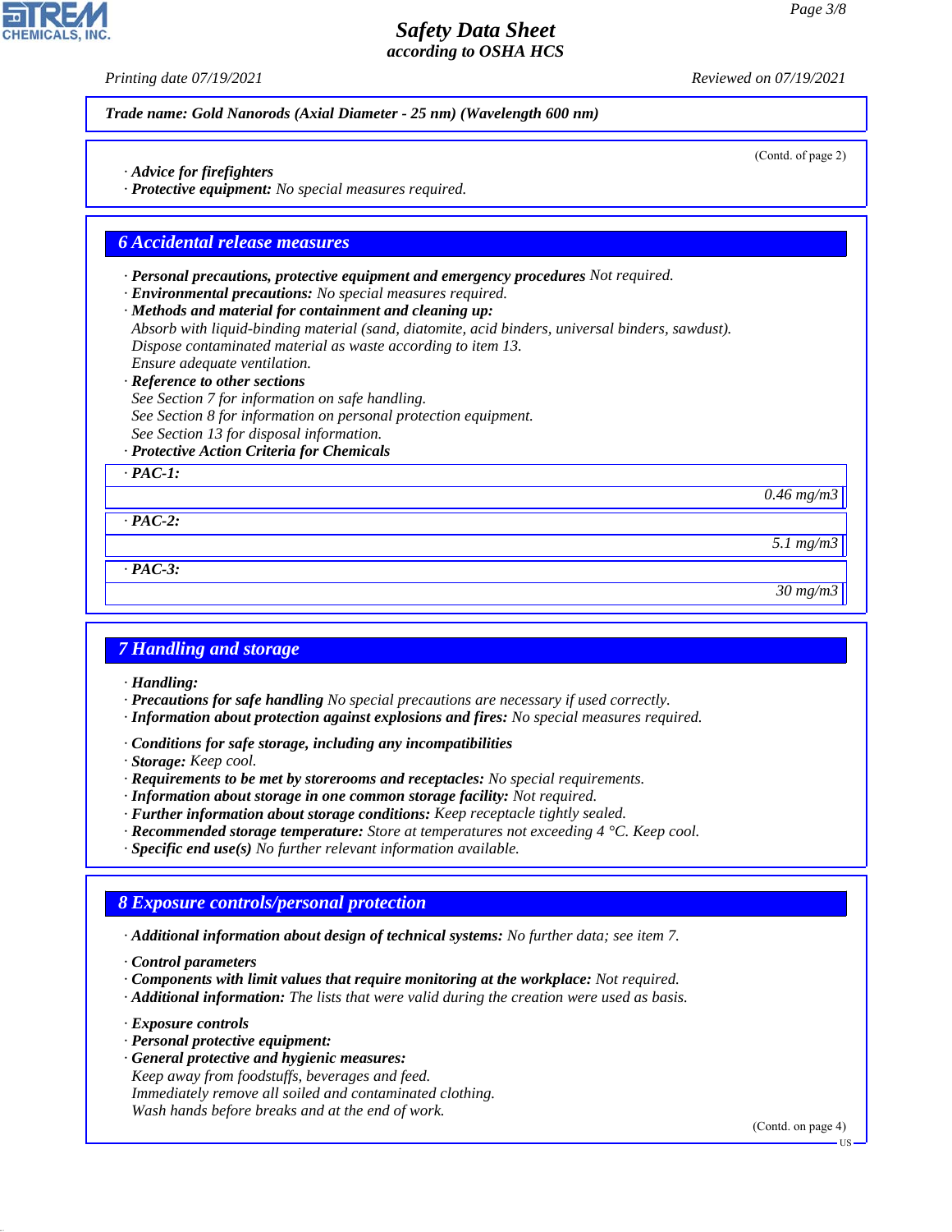Trade name: Gold Nanorods (Axial Diameter - 25 nm) (Wavelength 600 nm)

(Contd. of page 2)

· **Advice for firefighters**
· **Protective equipment:** No special measures required.

## 6 Accidental release measures

· **Personal precautions, protective equipment and emergency procedures** Not required.
· **Environmental precautions:** No special measures required.
· **Methods and material for containment and cleaning up:**
Absorb with liquid-binding material (sand, diatomite, acid binders, universal binders, sawdust).
Dispose contaminated material as waste according to item 13.
Ensure adequate ventilation.
· **Reference to other sections**
See Section 7 for information on safe handling.
See Section 8 for information on personal protection equipment.
See Section 13 for disposal information.
· **Protective Action Criteria for Chemicals**

| · **PAC-1:** | |
|---|---|
| | 0.46 mg/m3 |
| · **PAC-2:** | |
| | 5.1 mg/m3 |
| · **PAC-3:** | |
| | 30 mg/m3 |

## 7 Handling and storage

· **Handling:**
· **Precautions for safe handling** No special precautions are necessary if used correctly.
· **Information about protection against explosions and fires:** No special measures required.

· **Conditions for safe storage, including any incompatibilities**
· **Storage:** Keep cool.
· **Requirements to be met by storerooms and receptacles:** No special requirements.
· **Information about storage in one common storage facility:** Not required.
· **Further information about storage conditions:** Keep receptacle tightly sealed.
· **Recommended storage temperature:** Store at temperatures not exceeding 4 °C. Keep cool.
· **Specific end use(s)** No further relevant information available.

## 8 Exposure controls/personal protection

· **Additional information about design of technical systems:** No further data; see item 7.

· **Control parameters**
· **Components with limit values that require monitoring at the workplace:** Not required.
· **Additional information:** The lists that were valid during the creation were used as basis.

· **Exposure controls**
· **Personal protective equipment:**
· **General protective and hygienic measures:**
Keep away from foodstuffs, beverages and feed.
Immediately remove all soiled and contaminated clothing.
Wash hands before breaks and at the end of work.

(Contd. on page 4)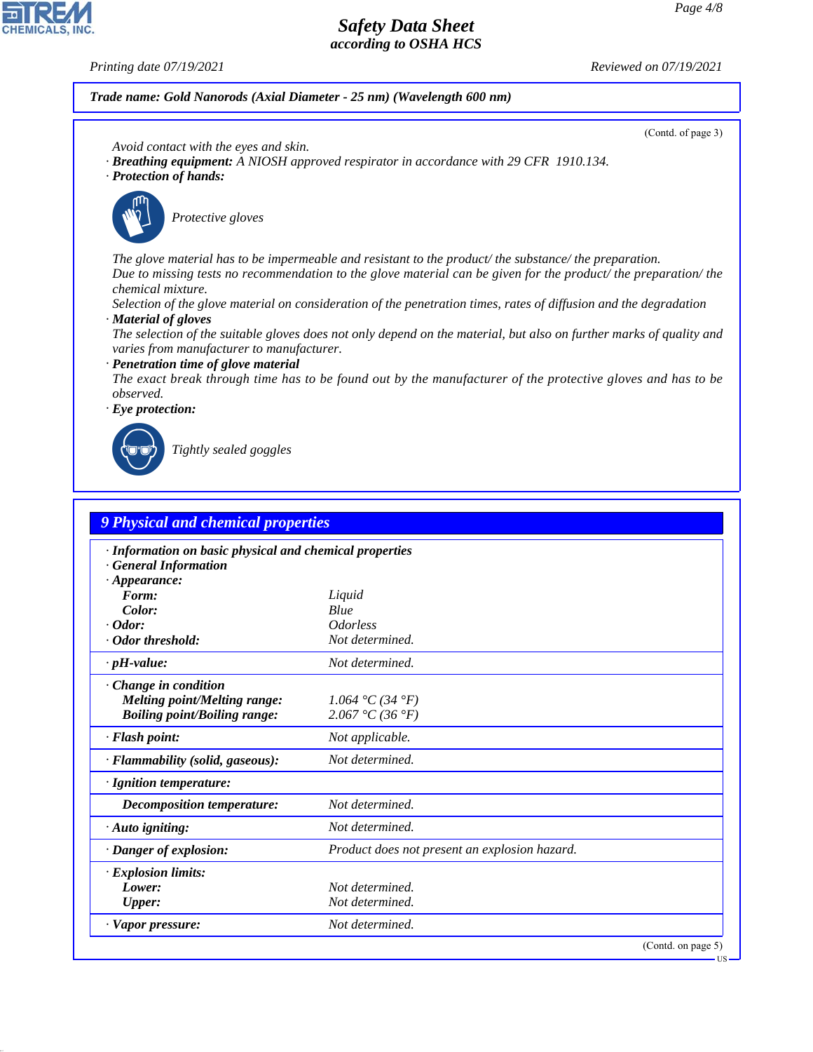**Trade name: Gold Nanorods (Axial Diameter - 25 nm) (Wavelength 600 nm)**

(Contd. of page 3)

Avoid contact with the eyes and skin.

· **Breathing equipment:** A NIOSH approved respirator in accordance with 29 CFR 1910.134.

· **Protection of hands:**

Protective gloves

The glove material has to be impermeable and resistant to the product/ the substance/ the preparation.
Due to missing tests no recommendation to the glove material can be given for the product/ the preparation/ the chemical mixture.
Selection of the glove material on consideration of the penetration times, rates of diffusion and the degradation

· **Material of gloves**

The selection of the suitable gloves does not only depend on the material, but also on further marks of quality and varies from manufacturer to manufacturer.

· **Penetration time of glove material**

The exact break through time has to be found out by the manufacturer of the protective gloves and has to be observed.

· **Eye protection:**

Tightly sealed goggles

## 9 Physical and chemical properties

· **Information on basic physical and chemical properties**
· **General Information**

| | |
|---|---|
| · **Appearance:** | |
| **Form:** | Liquid |
| **Color:** | Blue |
| · **Odor:** | Odorless |
| · **Odor threshold:** | Not determined. |
| · **pH-value:** | Not determined. |
| · **Change in condition** | |
| **Melting point/Melting range:** | 1.064 °C (34 °F) |
| **Boiling point/Boiling range:** | 2.067 °C (36 °F) |
| · **Flash point:** | Not applicable. |
| · **Flammability (solid, gaseous):** | Not determined. |
| · **Ignition temperature:** | |
| **Decomposition temperature:** | Not determined. |
| · **Auto igniting:** | Not determined. |
| · **Danger of explosion:** | Product does not present an explosion hazard. |
| · **Explosion limits:** | |
| **Lower:** | Not determined. |
| **Upper:** | Not determined. |
| · **Vapor pressure:** | Not determined. |

(Contd. on page 5)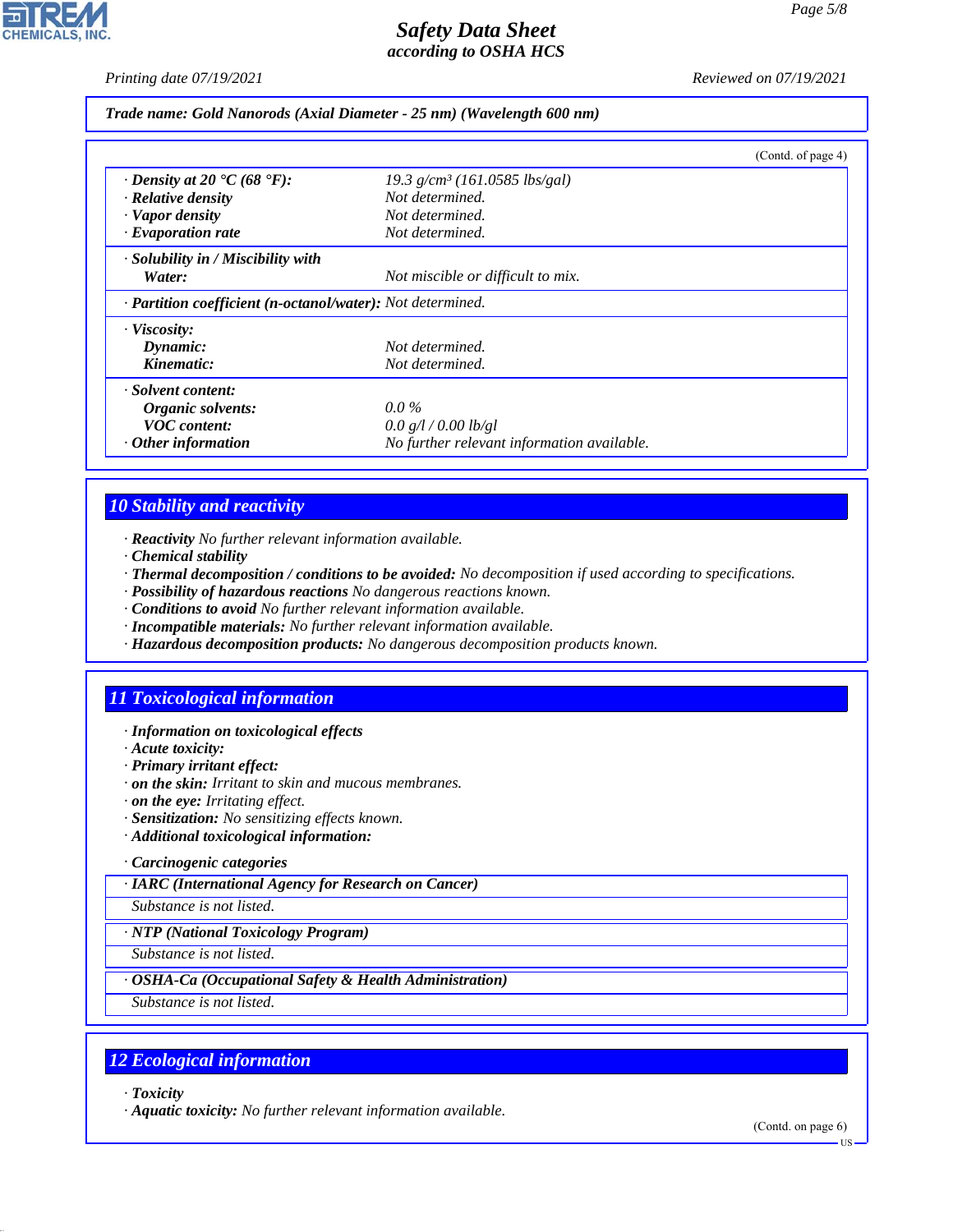**Trade name: Gold Nanorods (Axial Diameter - 25 nm) (Wavelength 600 nm)**

(Contd. of page 4)

| | |
|---|---|
| · **Density at 20 °C (68 °F):** | 19.3 g/cm³ (161.0585 lbs/gal) |
| · **Relative density** | Not determined. |
| · **Vapor density** | Not determined. |
| · **Evaporation rate** | Not determined. |
| · **Solubility in / Miscibility with Water:** | Not miscible or difficult to mix. |
| · **Partition coefficient (n-octanol/water):** | Not determined. |
| · **Viscosity:** | |
| **Dynamic:** | Not determined. |
| **Kinematic:** | Not determined. |
| · **Solvent content:** | |
| **Organic solvents:** | 0.0 % |
| **VOC content:** | 0.0 g/l / 0.00 lb/gl |
| · **Other information** | No further relevant information available. |

## 10 Stability and reactivity

· **Reactivity** No further relevant information available.
· **Chemical stability**
· **Thermal decomposition / conditions to be avoided:** No decomposition if used according to specifications.
· **Possibility of hazardous reactions** No dangerous reactions known.
· **Conditions to avoid** No further relevant information available.
· **Incompatible materials:** No further relevant information available.
· **Hazardous decomposition products:** No dangerous decomposition products known.

## 11 Toxicological information

· **Information on toxicological effects**
· **Acute toxicity:**
· **Primary irritant effect:**
· **on the skin:** Irritant to skin and mucous membranes.
· **on the eye:** Irritating effect.
· **Sensitization:** No sensitizing effects known.
· **Additional toxicological information:**

· **Carcinogenic categories**

| · **IARC (International Agency for Research on Cancer)** |
|---|
| Substance is not listed. |

| · **NTP (National Toxicology Program)** |
|---|
| Substance is not listed. |

| · **OSHA-Ca (Occupational Safety & Health Administration)** |
|---|
| Substance is not listed. |

## 12 Ecological information

· **Toxicity**
· **Aquatic toxicity:** No further relevant information available.

(Contd. on page 6)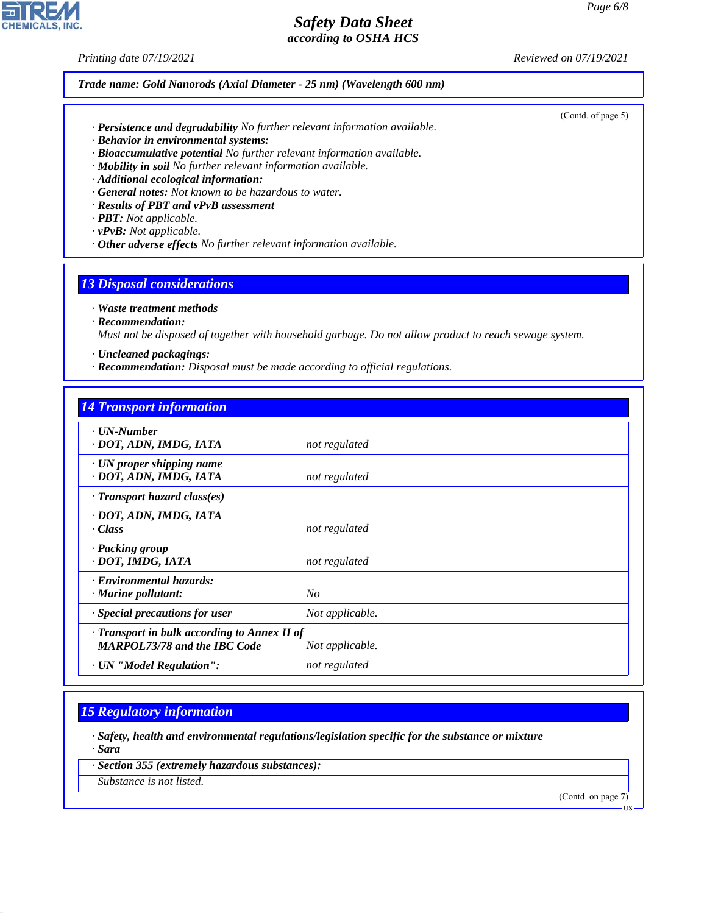Trade name: Gold Nanorods (Axial Diameter - 25 nm) (Wavelength 600 nm)

(Contd. of page 5)

· **Persistence and degradability** No further relevant information available.
· **Behavior in environmental systems:**
· **Bioaccumulative potential** No further relevant information available.
· **Mobility in soil** No further relevant information available.
· **Additional ecological information:**
· **General notes:** Not known to be hazardous to water.
· **Results of PBT and vPvB assessment**
· **PBT:** Not applicable.
· **vPvB:** Not applicable.
· **Other adverse effects** No further relevant information available.

## 13 Disposal considerations

· **Waste treatment methods**
· **Recommendation:**
Must not be disposed of together with household garbage. Do not allow product to reach sewage system.

· **Uncleaned packagings:**
· **Recommendation:** Disposal must be made according to official regulations.

## 14 Transport information

| | |
|---|---|
| · **UN-Number**<br>· **DOT, ADN, IMDG, IATA** | not regulated |
| · **UN proper shipping name**<br>· **DOT, ADN, IMDG, IATA** | not regulated |
| · **Transport hazard class(es)**<br>· **DOT, ADN, IMDG, IATA**<br>· **Class** | not regulated |
| · **Packing group**<br>· **DOT, IMDG, IATA** | not regulated |
| · **Environmental hazards:**<br>· **Marine pollutant:** | No |
| · **Special precautions for user** | Not applicable. |
| · **Transport in bulk according to Annex II of MARPOL73/78 and the IBC Code** | Not applicable. |
| · **UN "Model Regulation":** | not regulated |

## 15 Regulatory information

· **Safety, health and environmental regulations/legislation specific for the substance or mixture**
· **Sara**

· **Section 355 (extremely hazardous substances):**

Substance is not listed.

(Contd. on page 7)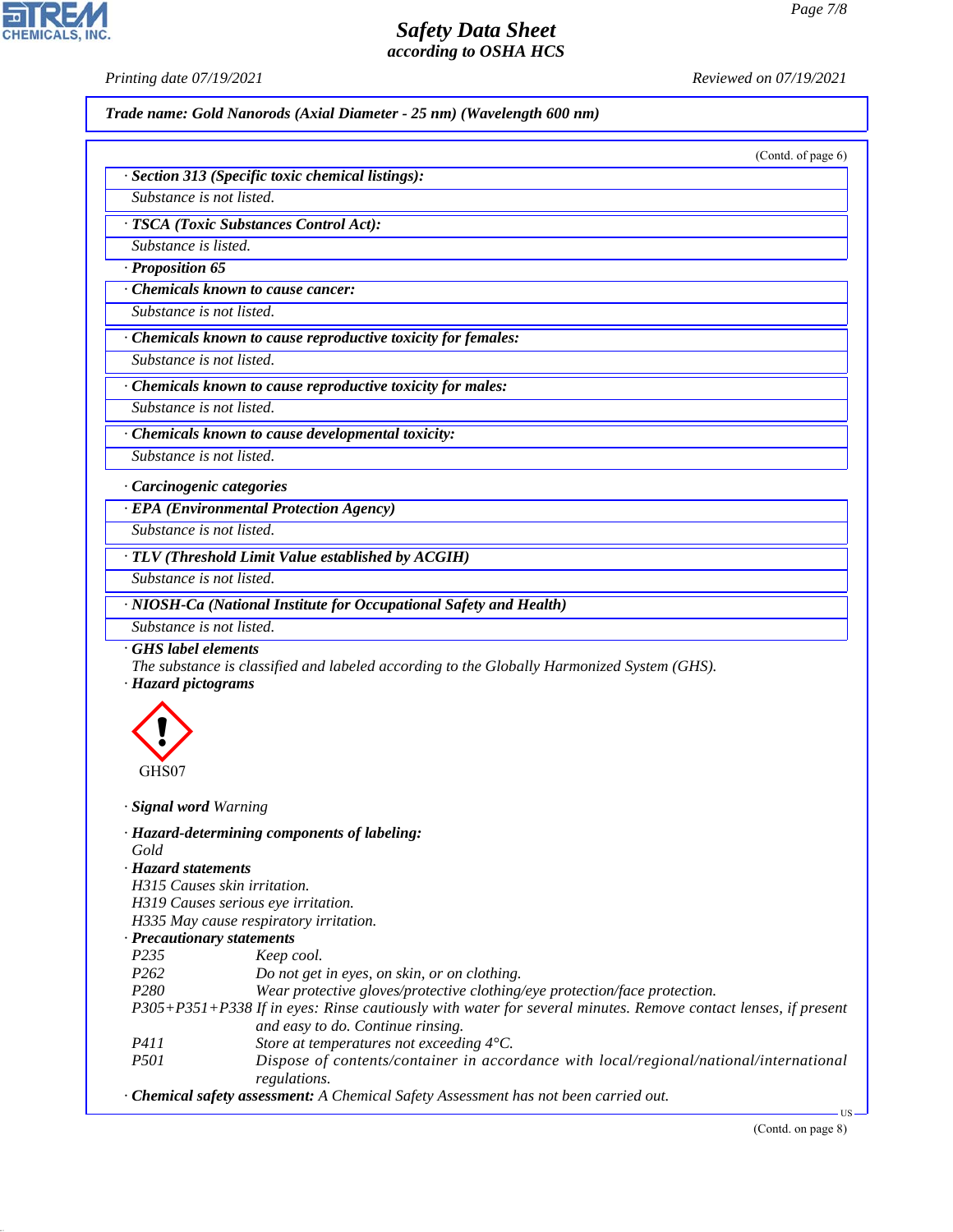*Trade name: Gold Nanorods (Axial Diameter - 25 nm) (Wavelength 600 nm)*

(Contd. of page 6)

· **Section 313 (Specific toxic chemical listings):**
Substance is not listed.

· **TSCA (Toxic Substances Control Act):**
Substance is listed.

· **Proposition 65**

· **Chemicals known to cause cancer:**
Substance is not listed.

· **Chemicals known to cause reproductive toxicity for females:**
Substance is not listed.

· **Chemicals known to cause reproductive toxicity for males:**
Substance is not listed.

· **Chemicals known to cause developmental toxicity:**
Substance is not listed.

· **Carcinogenic categories**

· **EPA (Environmental Protection Agency)**
Substance is not listed.

· **TLV (Threshold Limit Value established by ACGIH)**
Substance is not listed.

· **NIOSH-Ca (National Institute for Occupational Safety and Health)**
Substance is not listed.

· **GHS label elements**
The substance is classified and labeled according to the Globally Harmonized System (GHS).

· **Hazard pictograms**

GHS07

· **Signal word** Warning

· **Hazard-determining components of labeling:**
Gold

· **Hazard statements**
H315 Causes skin irritation.
H319 Causes serious eye irritation.
H335 May cause respiratory irritation.

· **Precautionary statements**

| | |
|---|---|
| P235 | Keep cool. |
| P262 | Do not get in eyes, on skin, or on clothing. |
| P280 | Wear protective gloves/protective clothing/eye protection/face protection. |
| P305+P351+P338 | If in eyes: Rinse cautiously with water for several minutes. Remove contact lenses, if present and easy to do. Continue rinsing. |
| P411 | Store at temperatures not exceeding 4°C. |
| P501 | Dispose of contents/container in accordance with local/regional/national/international regulations. |

· **Chemical safety assessment:** A Chemical Safety Assessment has not been carried out.

(Contd. on page 8)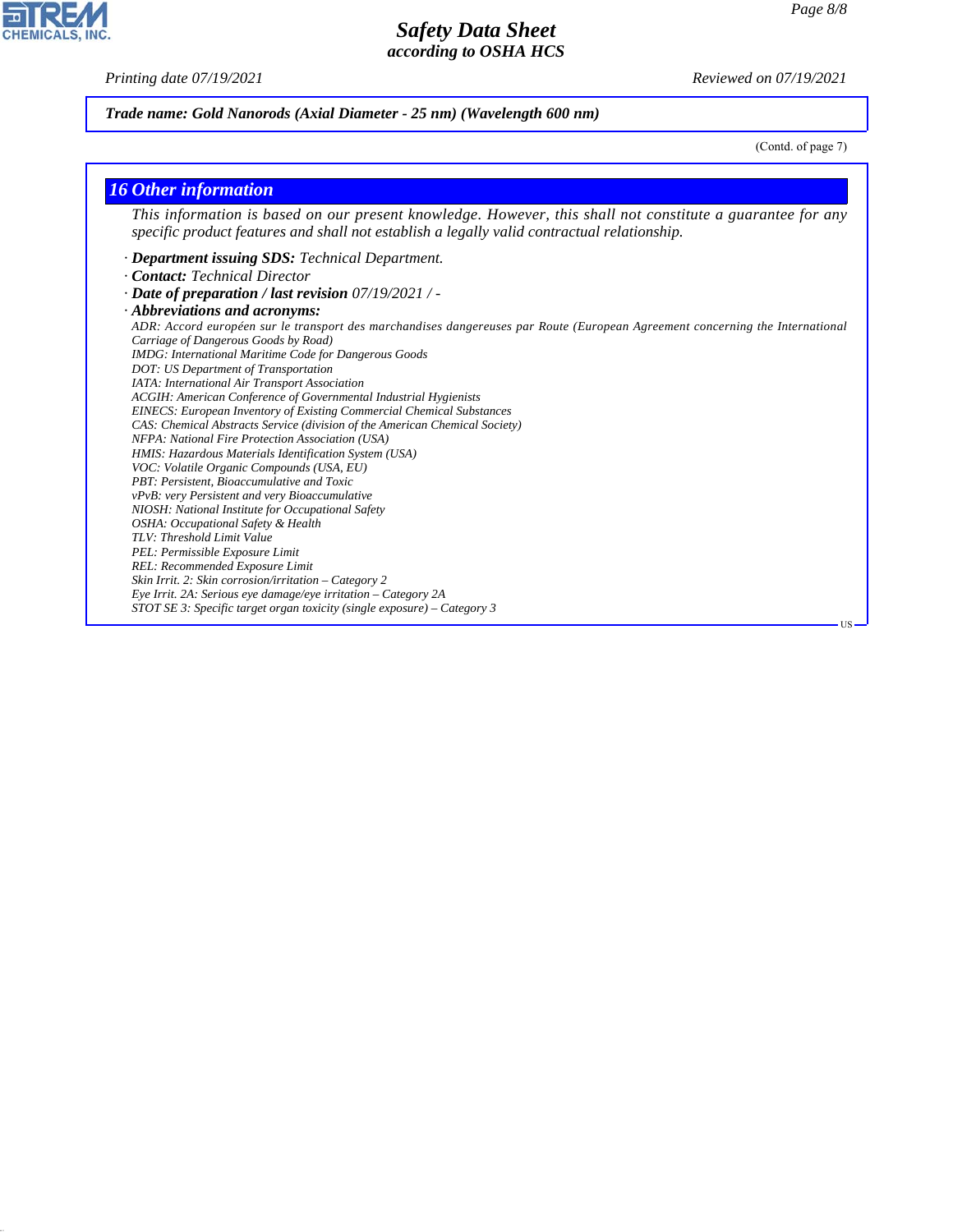*Trade name: Gold Nanorods (Axial Diameter - 25 nm) (Wavelength 600 nm)*

(Contd. of page 7)

## 16 Other information

This information is based on our present knowledge. However, this shall not constitute a guarantee for any specific product features and shall not establish a legally valid contractual relationship.

- **Department issuing SDS:** Technical Department.
- **Contact:** Technical Director
- **Date of preparation / last revision** 07/19/2021 / -
- **Abbreviations and acronyms:**

ADR: Accord européen sur le transport des marchandises dangereuses par Route (European Agreement concerning the International Carriage of Dangerous Goods by Road)
IMDG: International Maritime Code for Dangerous Goods
DOT: US Department of Transportation
IATA: International Air Transport Association
ACGIH: American Conference of Governmental Industrial Hygienists
EINECS: European Inventory of Existing Commercial Chemical Substances
CAS: Chemical Abstracts Service (division of the American Chemical Society)
NFPA: National Fire Protection Association (USA)
HMIS: Hazardous Materials Identification System (USA)
VOC: Volatile Organic Compounds (USA, EU)
PBT: Persistent, Bioaccumulative and Toxic
vPvB: very Persistent and very Bioaccumulative
NIOSH: National Institute for Occupational Safety
OSHA: Occupational Safety & Health
TLV: Threshold Limit Value
PEL: Permissible Exposure Limit
REL: Recommended Exposure Limit
Skin Irrit. 2: Skin corrosion/irritation – Category 2
Eye Irrit. 2A: Serious eye damage/eye irritation – Category 2A
STOT SE 3: Specific target organ toxicity (single exposure) – Category 3